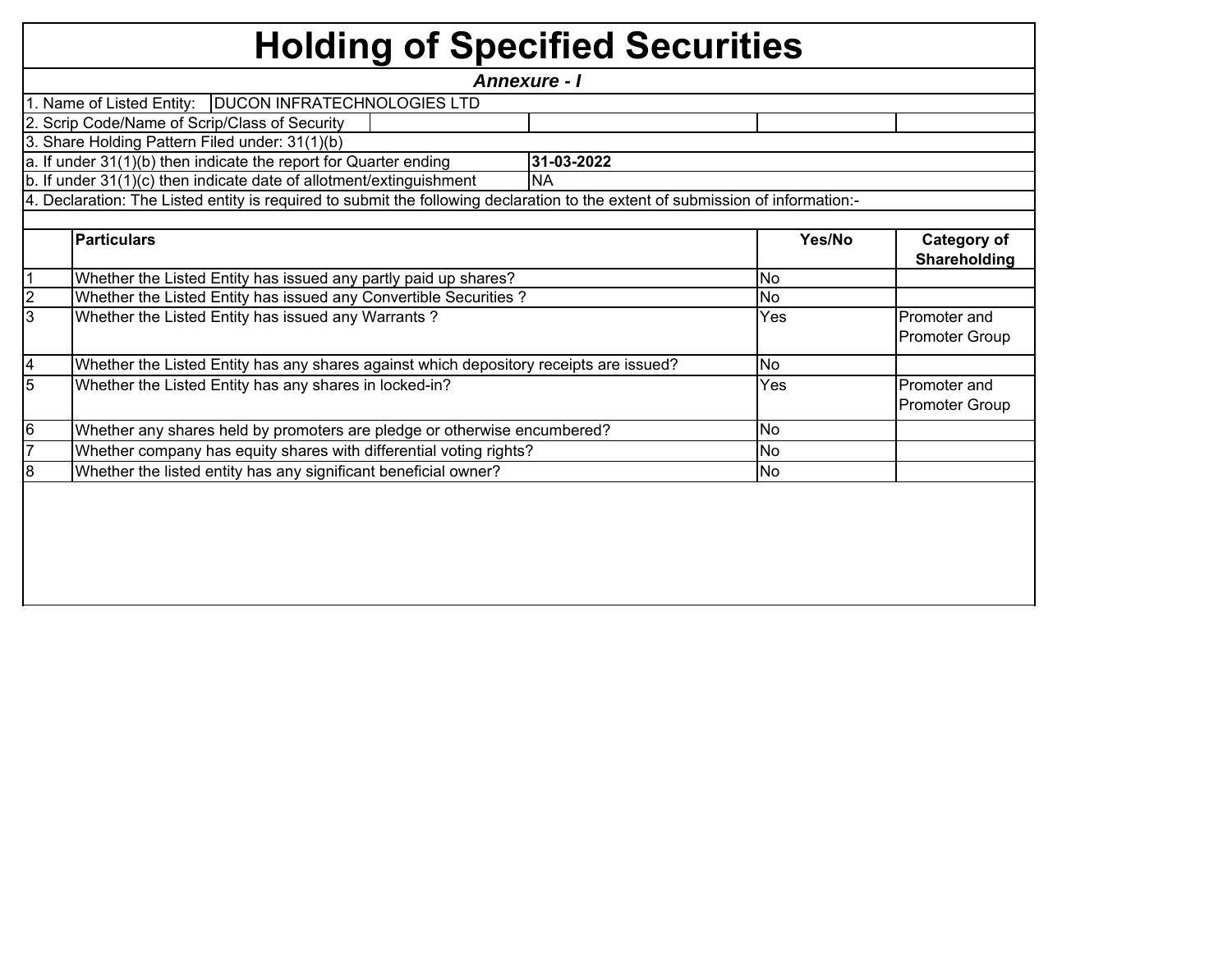# Holding of Specified Securities

***Annexure - I***

1. Name of Listed Entity: DUCON INFRATECHNOLOGIES LTD

2. Scrip Code/Name of Scrip/Class of Security

3. Share Holding Pattern Filed under: 31(1)(b)

a. If under 31(1)(b) then indicate the report for Quarter ending **31-03-2022**

b. If under 31(1)(c) then indicate date of allotment/extinguishment NA

4. Declaration: The Listed entity is required to submit the following declaration to the extent of submission of information:-

| | **Particulars** | **Yes/No** | **Category of Shareholding** |
|---|---|---|---|
| 1 | Whether the Listed Entity has issued any partly paid up shares? | No | |
| 2 | Whether the Listed Entity has issued any Convertible Securities ? | No | |
| 3 | Whether the Listed Entity has issued any Warrants ? | Yes | Promoter and Promoter Group |
| 4 | Whether the Listed Entity has any shares against which depository receipts are issued? | No | |
| 5 | Whether the Listed Entity has any shares in locked-in? | Yes | Promoter and Promoter Group |
| 6 | Whether any shares held by promoters are pledge or otherwise encumbered? | No | |
| 7 | Whether company has equity shares with differential voting rights? | No | |
| 8 | Whether the listed entity has any significant beneficial owner? | No | |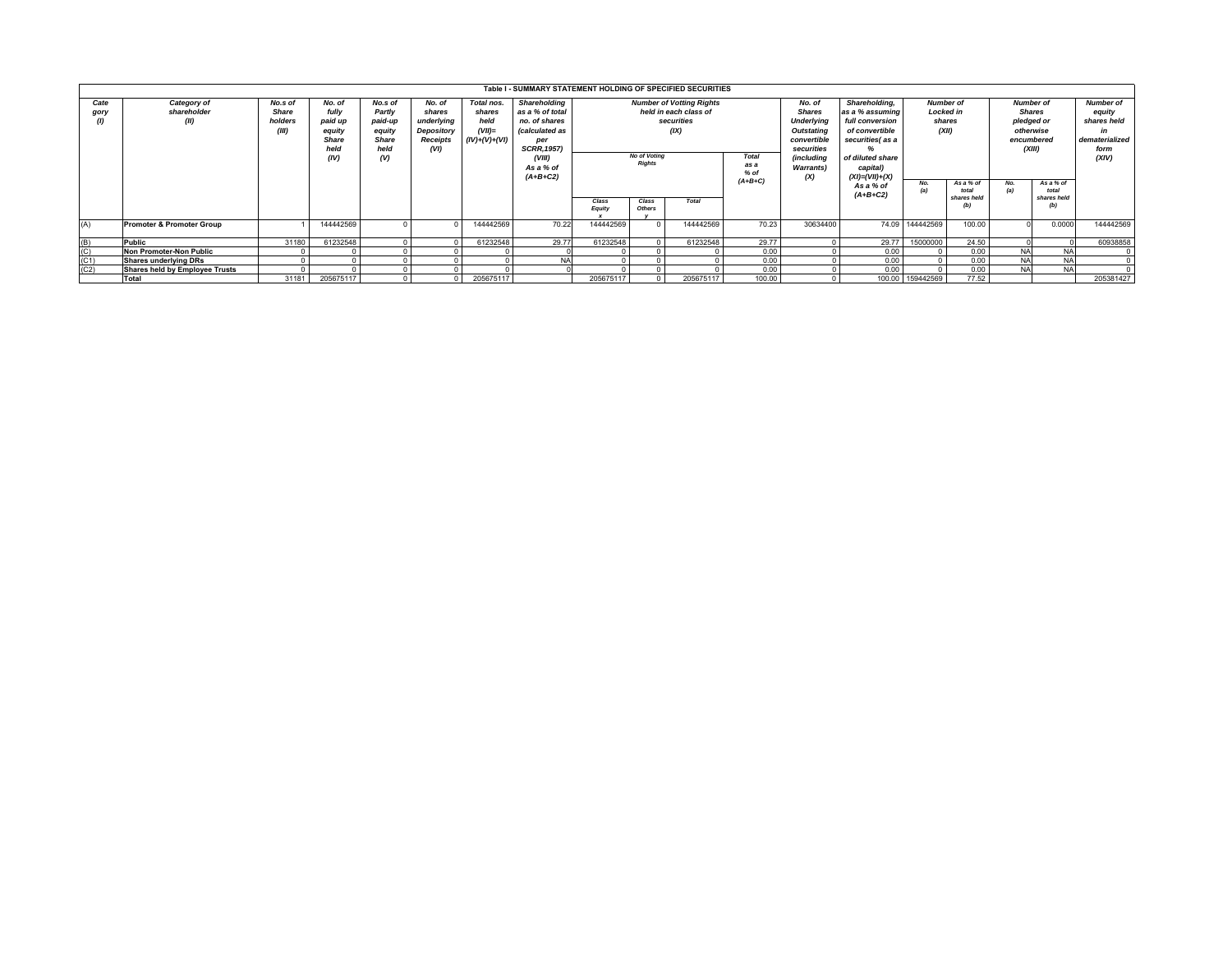## Table I - SUMMARY STATEMENT HOLDING OF SPECIFIED SECURITIES

| Category (I) | Category of shareholder (II) | No.s of Share holders (III) | No. of fully paid up equity Share held (IV) | No.s of Partly paid-up equity Share held (V) | No. of shares underlying Depository Receipts (VI) | Total nos. shares held (VII)= (IV)+(V)+(VI) | Shareholding as a % of total no. of shares (calculated as per SCRR,1957) (VIII) As a % of (A+B+C2) | Number of Voting Rights held in each class of securities (IX) | | | | No. of Shares Underlying Outstanding convertible securities (including Warrants) (X) | Shareholding, as a % assuming full conversion of convertible securities( as a % of diluted share capital) (XI)=(VII)+(X) As a % of (A+B+C2) | Number of Locked in shares (XII) | | Number of Shares pledged or otherwise encumbered (XIII) | | Number of equity shares held in dematerialized form (XIV) |
|---|---|---|---|---|---|---|---|---|---|---|---|---|---|---|---|---|---|---|
| | | | | | | | | No of Voting Rights | | | Total as a % of (A+B+C) | | | No. (a) | As a % of total shares held (b) | No. (a) | As a % of total shares held (b) | |
| | | | | | | | | Class Equity x | Class Others y | Total | | | | | | | | |
| (A) | **Promoter & Promoter Group** | 1 | 144442569 | 0 | 0 | 144442569 | 70.22 | 144442569 | 0 | 144442569 | 70.23 | 30634400 | 74.09 | 144442569 | 100.00 | 0 | 0.0000 | 144442569 |
| (B) | **Public** | 31180 | 61232548 | 0 | 0 | 61232548 | 29.77 | 61232548 | 0 | 61232548 | 29.77 | 0 | 29.77 | 15000000 | 24.50 | 0 | 0 | 60938858 |
| (C) | **Non Promoter-Non Public** | 0 | 0 | 0 | 0 | 0 | 0 | 0 | 0 | 0 | 0.00 | 0 | 0.00 | 0 | 0.00 | NA | NA | 0 |
| (C1) | **Shares underlying DRs** | 0 | 0 | 0 | 0 | 0 | NA | 0 | 0 | 0 | 0.00 | 0 | 0.00 | 0 | 0.00 | NA | NA | 0 |
| (C2) | **Shares held by Employee Trusts** | 0 | 0 | 0 | 0 | 0 | 0 | 0 | 0 | 0 | 0.00 | 0 | 0.00 | 0 | 0.00 | NA | NA | 0 |
| | **Total** | 31181 | 205675117 | 0 | 0 | 205675117 | | 205675117 | 0 | 205675117 | 100.00 | 0 | 100.00 | 159442569 | 77.52 | | | 205381427 |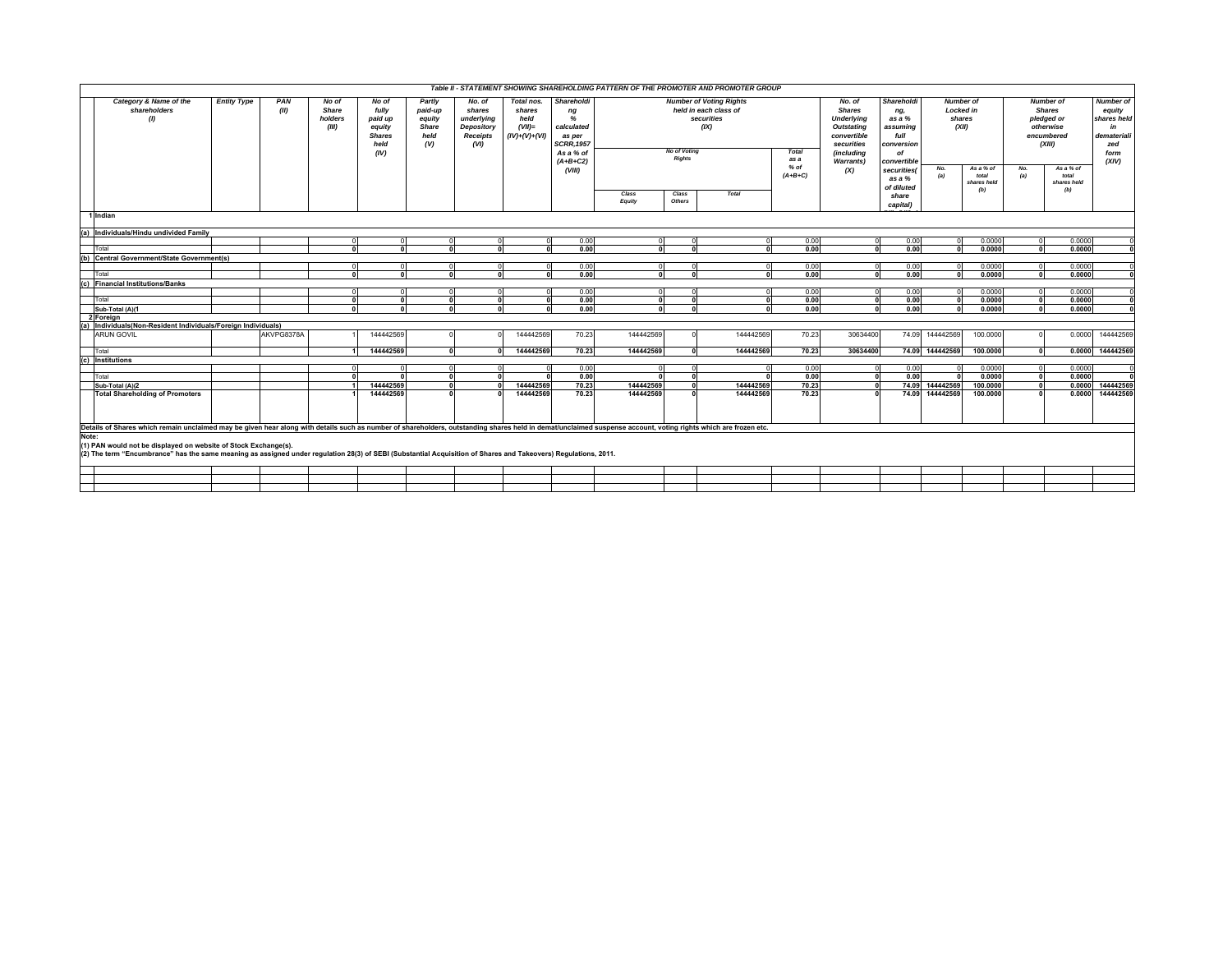**Table II - STATEMENT SHOWING SHAREHOLDING PATTERN OF THE PROMOTER AND PROMOTER GROUP**

| | Category & Name of the shareholders (I) | Entity Type | PAN (II) | No of Share holders (III) | No of fully paid up equity Shares held (IV) | Partly paid-up equity Share held (V) | No. of shares underlying Depository Receipts (VI) | Total nos. shares held (VII)= (IV)+(V)+(VI) | Shareholding % calculated as per SCRR,1957 As a % of (A+B+C2) (VIII) | Number of Voting Rights held in each class of securities (IX) | | | | No. of Shares Underlying Outstating convertible securities (including Warrants) (X) | Shareholding, as a % assuming full conversion of convertible securities( as a % of diluted share capital) | Number of Locked in shares (XII) | | Number of Shares pledged or otherwise encumbered (XIII) | | Number of equity shares held in dematerialized form (XIV) |
|---|---|---|---|---|---|---|---|---|---|---|---|---|---|---|---|---|---|---|---|---|
| | | | | | | | | | | No of Voting Rights | | | Total as a % of (A+B+C) | | | No. (a) | As a % of total shares held (b) | No. (a) | As a % of total shares held (b) | |
| | | | | | | | | | | Class Equity | Class Others | Total | | | | | | | | |
| 1 | Indian | | | | | | | | | | | | | | | | | | | |
| (a) | Individuals/Hindu undivided Family | | | | | | | | | | | | | | | | | | | |
| | | | | 0 | 0 | 0 | 0 | 0 | 0.00 | 0 | 0 | 0 | 0.00 | 0 | 0.00 | 0 | 0.0000 | 0 | 0.0000 | 0 |
| | Total | | | **0** | **0** | **0** | **0** | **0** | **0.00** | **0** | **0** | **0** | **0.00** | **0** | **0.00** | **0** | **0.0000** | **0** | **0.0000** | **0** |
| (b) | Central Government/State Government(s) | | | | | | | | | | | | | | | | | | | |
| | | | | 0 | 0 | 0 | 0 | 0 | 0.00 | 0 | 0 | 0 | 0.00 | 0 | 0.00 | 0 | 0.0000 | 0 | 0.0000 | 0 |
| | Total | | | **0** | **0** | **0** | **0** | **0** | **0.00** | **0** | **0** | **0** | **0.00** | **0** | **0.00** | **0** | **0.0000** | **0** | **0.0000** | **0** |
| (c) | Financial Institutions/Banks | | | | | | | | | | | | | | | | | | | |
| | | | | 0 | 0 | 0 | 0 | 0 | 0.00 | 0 | 0 | 0 | 0.00 | 0 | 0.00 | 0 | 0.0000 | 0 | 0.0000 | 0 |
| | Total | | | **0** | **0** | **0** | **0** | **0** | **0.00** | **0** | **0** | **0** | **0.00** | **0** | **0.00** | **0** | **0.0000** | **0** | **0.0000** | **0** |
| | Sub-Total (A)(1 | | | **0** | **0** | **0** | **0** | **0** | **0.00** | **0** | **0** | **0** | **0.00** | **0** | **0.00** | **0** | **0.0000** | **0** | **0.0000** | **0** |
| 2 | Foreign | | | | | | | | | | | | | | | | | | | |
| (a) | Individuals(Non-Resident Individuals/Foreign Individuals) | | | | | | | | | | | | | | | | | | | |
| | ARUN GOVIL | | AKVPG8378A | 1 | 144442569 | 0 | 0 | 144442569 | 70.23 | 144442569 | 0 | 144442569 | 70.23 | 30634400 | 74.09 | 144442569 | 100.0000 | 0 | 0.0000 | 144442569 |
| | Total | | | **1** | **144442569** | **0** | **0** | **144442569** | **70.23** | **144442569** | **0** | **144442569** | **70.23** | **30634400** | **74.09** | **144442569** | **100.0000** | **0** | **0.0000** | **144442569** |
| (c) | Institutions | | | | | | | | | | | | | | | | | | | |
| | | | | 0 | 0 | 0 | 0 | 0 | 0.00 | 0 | 0 | 0 | 0.00 | 0 | 0.00 | 0 | 0.0000 | 0 | 0.0000 | 0 |
| | Total | | | **0** | **0** | **0** | **0** | **0** | **0.00** | **0** | **0** | **0** | **0.00** | **0** | **0.00** | **0** | **0.0000** | **0** | **0.0000** | **0** |
| | Sub-Total (A)(2 | | | **1** | **144442569** | **0** | **0** | **144442569** | **70.23** | **144442569** | **0** | **144442569** | **70.23** | **0** | **74.09** | **144442569** | **100.0000** | **0** | **0.0000** | **144442569** |
| | Total Shareholding of Promoters | | | **1** | **144442569** | **0** | **0** | **144442569** | **70.23** | **144442569** | **0** | **144442569** | **70.23** | **0** | **74.09** | **144442569** | **100.0000** | **0** | **0.0000** | **144442569** |

**Details of Shares which remain unclaimed may be given hear along with details such as number of shareholders, outstanding shares held in demat/unclaimed suspense account, voting rights which are frozen etc.**

**Note:**

**(1) PAN would not be displayed on website of Stock Exchange(s).**

**(2) The term "Encumbrance" has the same meaning as assigned under regulation 28(3) of SEBI (Substantial Acquisition of Shares and Takeovers) Regulations, 2011.**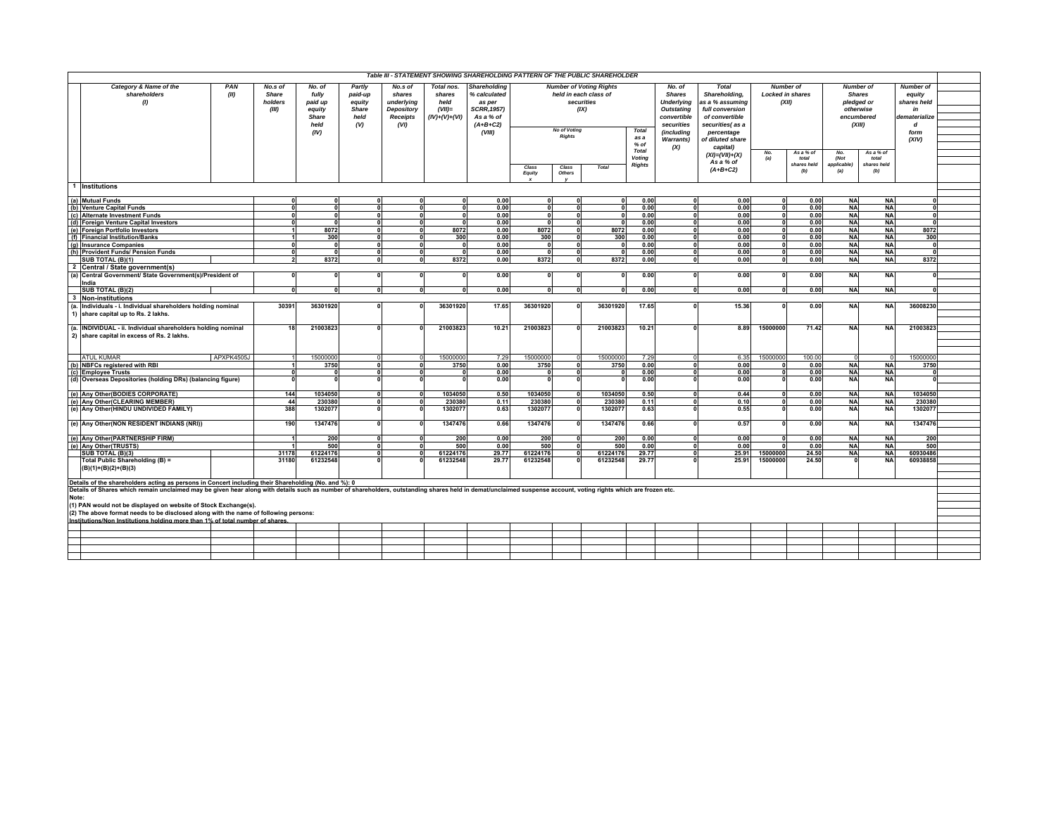# Table III - STATEMENT SHOWING SHAREHOLDING PATTERN OF THE PUBLIC SHAREHOLDER

| | Category & Name of the shareholders (I) | PAN (II) | No.s of Share holders (III) | No. of fully paid up equity Share held (IV) | Partly paid-up equity Share held (V) | No.s of shares underlying Depository Receipts (VI) | Total nos. shares held (VII)= (IV)+(V)+(VI) | Shareholding % calculated as per SCRR,1957) As a % of (A+B+C2) (VIII) | Number of Voting Rights held in each class of securities (IX) | | | | No. of Shares Underlying Outstating convertible securities (including Warrants) (X) | Total Shareholding, as a % assuming full conversion of convertible securities( as a percentage of diluted share capital) (XI)=(VII)+(X) As a % of (A+B+C2) | Number of Locked in shares (XII) | | Number of Shares pledged or otherwise encumbered (XIII) | | Number of equity shares held in dematerialized form (XIV) |
|---|---|---|---|---|---|---|---|---|---|---|---|---|---|---|---|---|---|---|---|
| | | | | | | | | | No of Voting Rights | | | Total as a % of Total Voting Rights | | | No. (a) | As a % of total shares held (b) | No. (Not applicable) (a) | As a % of total shares held (b) | |
| | | | | | | | | | Class Equity x | Class Others y | Total | | | | | | | | |
| 1 | Institutions | | | | | | | | | | | | | | | | | | |
| (a) | Mutual Funds | | 0 | 0 | 0 | 0 | 0 | 0.00 | 0 | 0 | 0 | 0.00 | 0 | 0.00 | 0 | 0.00 | NA | NA | 0 |
| (b) | Venture Capital Funds | | 0 | 0 | 0 | 0 | 0 | 0.00 | 0 | 0 | 0 | 0.00 | 0 | 0.00 | 0 | 0.00 | NA | NA | 0 |
| (c) | Alternate Investment Funds | | 0 | 0 | 0 | 0 | 0 | 0.00 | 0 | 0 | 0 | 0.00 | 0 | 0.00 | 0 | 0.00 | NA | NA | 0 |
| (d) | Foreign Venture Capital Investors | | 0 | 0 | 0 | 0 | 0 | 0.00 | 0 | 0 | 0 | 0.00 | 0 | 0.00 | 0 | 0.00 | NA | NA | 0 |
| (e) | Foreign Portfolio Investors | | 1 | 8072 | 0 | 0 | 8072 | 0.00 | 8072 | 0 | 8072 | 0.00 | 0 | 0.00 | 0 | 0.00 | NA | NA | 8072 |
| (f) | Financial Institution/Banks | | 1 | 300 | 0 | 0 | 300 | 0.00 | 300 | 0 | 300 | 0.00 | 0 | 0.00 | 0 | 0.00 | NA | NA | 300 |
| (g) | Insurance Companies | | 0 | 0 | 0 | 0 | 0 | 0.00 | 0 | 0 | 0 | 0.00 | 0 | 0.00 | 0 | 0.00 | NA | NA | 0 |
| (h) | Provident Funds/ Pension Funds | | 0 | 0 | 0 | 0 | 0 | 0.00 | 0 | 0 | 0 | 0.00 | 0 | 0.00 | 0 | 0.00 | NA | NA | 0 |
| | SUB TOTAL (B)(1) | | 2 | 8372 | 0 | 0 | 8372 | 0.00 | 8372 | 0 | 8372 | 0.00 | 0 | 0.00 | 0 | 0.00 | NA | NA | 8372 |
| 2 | Central / State government(s) | | | | | | | | | | | | | | | | | | |
| (a) | Central Government/ State Government(s)/President of India | | 0 | 0 | 0 | 0 | 0 | 0.00 | 0 | 0 | 0 | 0.00 | 0 | 0.00 | 0 | 0.00 | NA | NA | 0 |
| | SUB TOTAL (B)(2) | | 0 | 0 | 0 | 0 | 0 | 0.00 | 0 | 0 | 0 | 0.00 | 0 | 0.00 | 0 | 0.00 | NA | NA | 0 |
| 3 | Non-institutions | | | | | | | | | | | | | | | | | | |
| (a. 1) | Individuals - i. Individual shareholders holding nominal share capital up to Rs. 2 lakhs. | | 30391 | 36301920 | 0 | 0 | 36301920 | 17.65 | 36301920 | 0 | 36301920 | 17.65 | 0 | 15.36 | 0 | 0.00 | NA | NA | 36008230 |
| (a. 2) | INDIVIDUAL - ii. Individual shareholders holding nominal share capital in excess of Rs. 2 lakhs. | | 18 | 21003823 | 0 | 0 | 21003823 | 10.21 | 21003823 | 0 | 21003823 | 10.21 | 0 | 8.89 | 15000000 | 71.42 | NA | NA | 21003823 |
| | ATUL KUMAR | APXPK4505J | 1 | 15000000 | 0 | 0 | 15000000 | 7.29 | 15000000 | 0 | 15000000 | 7.29 | 0 | 6.35 | 15000000 | 100.00 | 0 | 0 | 15000000 |
| (b) | NBFCs registered with RBI | | 1 | 3750 | 0 | 0 | 3750 | 0.00 | 3750 | 0 | 3750 | 0.00 | 0 | 0.00 | 0 | 0.00 | NA | NA | 3750 |
| (c) | Employee Trusts | | 0 | 0 | 0 | 0 | 0 | 0.00 | 0 | 0 | 0 | 0.00 | 0 | 0.00 | 0 | 0.00 | NA | NA | 0 |
| (d) | Overseas Depositories (holding DRs) (balancing figure) | | 0 | 0 | 0 | 0 | 0 | 0.00 | 0 | 0 | 0 | 0.00 | 0 | 0.00 | 0 | 0.00 | NA | NA | 0 |
| (e) | Any Other(BODIES CORPORATE) | | 144 | 1034050 | 0 | 0 | 1034050 | 0.50 | 1034050 | 0 | 1034050 | 0.50 | 0 | 0.44 | 0 | 0.00 | NA | NA | 1034050 |
| (e) | Any Other(CLEARING MEMBER) | | 44 | 230380 | 0 | 0 | 230380 | 0.11 | 230380 | 0 | 230380 | 0.11 | 0 | 0.10 | 0 | 0.00 | NA | NA | 230380 |
| (e) | Any Other(HINDU UNDIVIDED FAMILY) | | 388 | 1302077 | 0 | 0 | 1302077 | 0.63 | 1302077 | 0 | 1302077 | 0.63 | 0 | 0.55 | 0 | 0.00 | NA | NA | 1302077 |
| (e) | Any Other(NON RESIDENT INDIANS (NRI)) | | 190 | 1347476 | 0 | 0 | 1347476 | 0.66 | 1347476 | 0 | 1347476 | 0.66 | 0 | 0.57 | 0 | 0.00 | NA | NA | 1347476 |
| (e) | Any Other(PARTNERSHIP FIRM) | | 1 | 200 | 0 | 0 | 200 | 0.00 | 200 | 0 | 200 | 0.00 | 0 | 0.00 | 0 | 0.00 | NA | NA | 200 |
| (e) | Any Other(TRUSTS) | | 1 | 500 | 0 | 0 | 500 | 0.00 | 500 | 0 | 500 | 0.00 | 0 | 0.00 | 0 | 0.00 | NA | NA | 500 |
| | SUB TOTAL (B)(3) | | 31178 | 61224176 | 0 | 0 | 61224176 | 29.77 | 61224176 | 0 | 61224176 | 29.77 | 0 | 25.91 | 15000000 | 24.50 | NA | NA | 60930486 |
| | Total Public Shareholding (B) = (B)(1)+(B)(2)+(B)(3) | | 31180 | 61232548 | 0 | 0 | 61232548 | 29.77 | 61232548 | 0 | 61232548 | 29.77 | 0 | 25.91 | 15000000 | 24.50 | 0 | NA | 60938858 |

Details of the shareholders acting as persons in Concert including their Shareholding (No. and %): 0

Details of Shares which remain unclaimed may be given hear along with details such as number of shareholders, outstanding shares held in demat/unclaimed suspense account, voting rights which are frozen etc.

Note:

(1) PAN would not be displayed on website of Stock Exchange(s).

(2) The above format needs to be disclosed along with the name of following persons:

Institutions/Non Institutions holding more than 1% of total number of shares.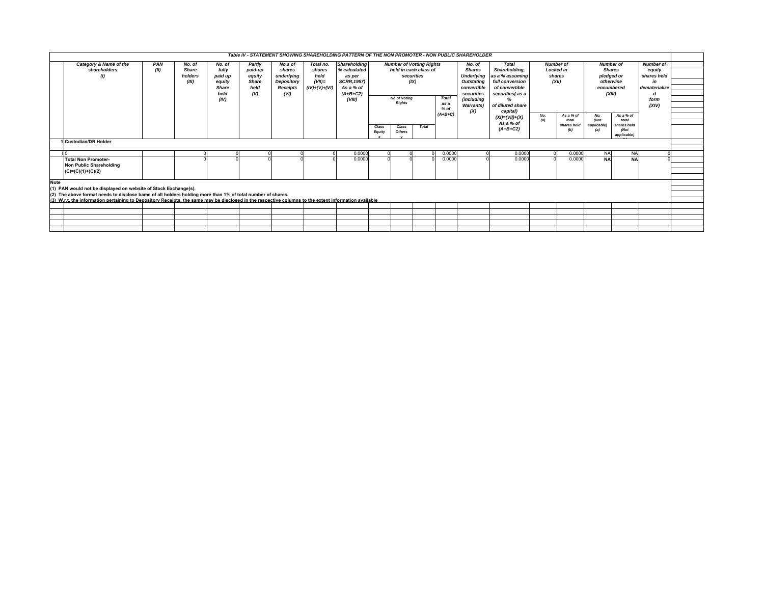## Table IV - STATEMENT SHOWING SHAREHOLDING PATTERN OF THE NON PROMOTER - NON PUBLIC SHAREHOLDER

| | Category & Name of the shareholders (I) | PAN (II) | No. of Share holders (III) | No. of fully paid up equity Share held (IV) | Partly paid-up equity Share held (V) | No.s of shares underlying Depository Receipts (VI) | Total no. shares held (VII)= (IV)+(V)+(VI) | Shareholding % calculated as per SCRR,1957) As a % of (A+B+C2) (VIII) | Number of Voting Rights held in each class of securities (IX) | | | | No. of Shares Underlying Outstating convertible securities (including Warrants) (X) | Total Shareholding, as a % assuming full conversion of convertible securities( as a % of diluted share capital) (XI)=(VII)+(X) As a % of (A+B+C2) | Number of Locked in shares (XII) | | Number of Shares pledged or otherwise encumbered (XIII) | | Number of equity shares held in dematerialized form (XIV) |
|---|---|---|---|---|---|---|---|---|---|---|---|---|---|---|---|---|---|---|---|
| | | | | | | | | | No of Voting Rights | | | Total as a % of (A+B+C) | | | No. (a) | As a % of total shares held (b) | No. (Not applicable) (a) | As a % of total shares held (Not applicable) | |
| | | | | | | | | | Class Equity x | Class Others y | Total | | | | | | | | |
| 1 | Custodian/DR Holder | | | | | | | | | | | | | | | | | | |
| i | 0 | | 0 | 0 | 0 | 0 | 0 | 0.0000 | 0 | 0 | 0 | 0.0000 | 0 | 0.0000 | 0 | 0.0000 | NA | NA | 0 |
| | **Total Non Promoter- Non Public Shareholding (C)=(C)(1)+(C)(2)** | | 0 | 0 | 0 | 0 | 0 | 0.0000 | 0 | 0 | 0 | 0.0000 | 0 | 0.0000 | 0 | 0.0000 | **NA** | **NA** | 0 |

**Note**

**(1) PAN would not be displayed on website of Stock Exchange(s).**

**(2) The above format needs to disclose bame of all holders holding more than 1% of total number of shares.**

**(3) W.r.t. the information pertaining to Depository Receipts, the same may be disclosed in the respective columns to the extent information available**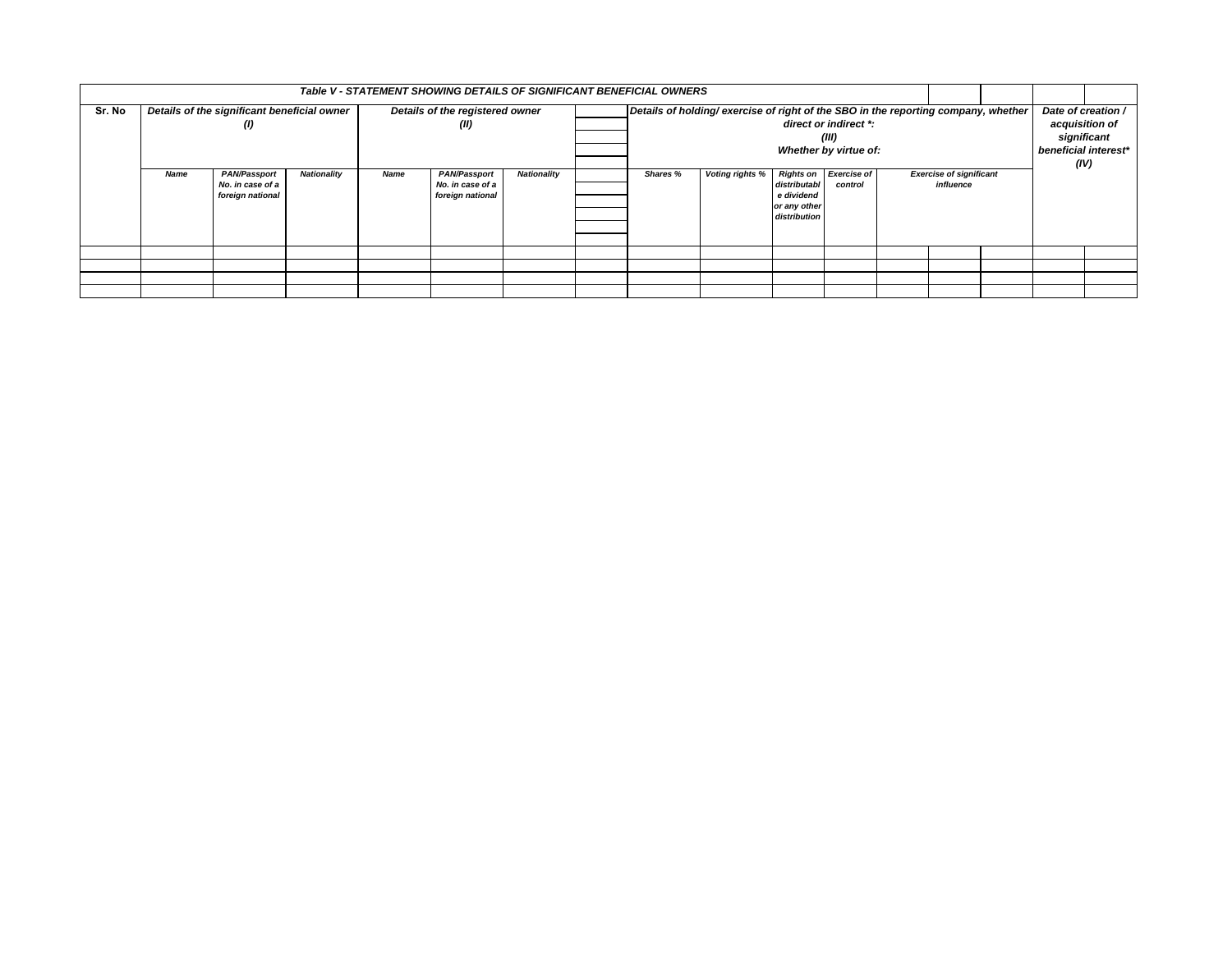| Table V - STATEMENT SHOWING DETAILS OF SIGNIFICANT BENEFICIAL OWNERS | | | | | | | | | | | | | | | | |
|---|---|---|---|---|---|---|---|---|---|---|---|---|---|---|---|---|
| Sr. No | Details of the significant beneficial owner (I) | | | Details of the registered owner (II) | | | | Details of holding/ exercise of right of the SBO in the reporting company, whether direct or indirect *: (III) Whether by virtue of: | | | | | | | Date of creation / acquisition of significant beneficial interest* (IV) | |
| | Name | PAN/Passport No. in case of a foreign national | Nationality | Name | PAN/Passport No. in case of a foreign national | Nationality | | Shares % | Voting rights % | Rights on distributable dividend or any other distribution | Exercise of control | Exercise of significant influence | | | | |
| | | | | | | | | | | | | | | | | |
| | | | | | | | | | | | | | | | | |
| | | | | | | | | | | | | | | | | |
| | | | | | | | | | | | | | | | | |